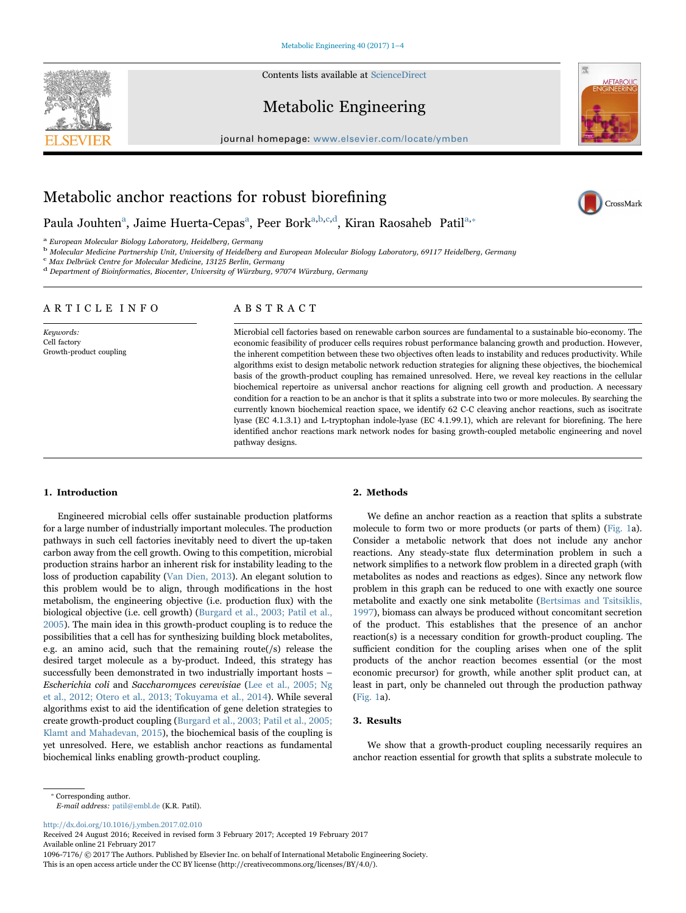# Metabolic anchor reactions for robust biorefining

Paula Jouhten[a], Jaime Huerta-Cepas[a], Peer Bork[a,b,c,d], Kiran Raosaheb Patil[a,*]

[a] European Molecular Biology Laboratory, Heidelberg, Germany
[b] Molecular Medicine Partnership Unit, University of Heidelberg and European Molecular Biology Laboratory, 69117 Heidelberg, Germany
[c] Max Delbrück Centre for Molecular Medicine, 13125 Berlin, Germany
[d] Department of Bioinformatics, Biocenter, University of Würzburg, 97074 Würzburg, Germany

## ARTICLE INFO

*Keywords:*
Cell factory
Growth-product coupling

## ABSTRACT

Microbial cell factories based on renewable carbon sources are fundamental to a sustainable bio-economy. The economic feasibility of producer cells requires robust performance balancing growth and production. However, the inherent competition between these two objectives often leads to instability and reduces productivity. While algorithms exist to design metabolic network reduction strategies for aligning these objectives, the biochemical basis of the growth-product coupling has remained unresolved. Here, we reveal key reactions in the cellular biochemical repertoire as universal anchor reactions for aligning cell growth and production. A necessary condition for a reaction to be an anchor is that it splits a substrate into two or more molecules. By searching the currently known biochemical reaction space, we identify 62 C-C cleaving anchor reactions, such as isocitrate lyase (EC 4.1.3.1) and L-tryptophan indole-lyase (EC 4.1.99.1), which are relevant for biorefining. The here identified anchor reactions mark network nodes for basing growth-coupled metabolic engineering and novel pathway designs.

## 1. Introduction

Engineered microbial cells offer sustainable production platforms for a large number of industrially important molecules. The production pathways in such cell factories inevitably need to divert the up-taken carbon away from the cell growth. Owing to this competition, microbial production strains harbor an inherent risk for instability leading to the loss of production capability (Van Dien, 2013). An elegant solution to this problem would be to align, through modifications in the host metabolism, the engineering objective (i.e. production flux) with the biological objective (i.e. cell growth) (Burgard et al., 2003; Patil et al., 2005). The main idea in this growth-product coupling is to reduce the possibilities that a cell has for synthesizing building block metabolites, e.g. an amino acid, such that the remaining route(/s) release the desired target molecule as a by-product. Indeed, this strategy has successfully been demonstrated in two industrially important hosts – *Escherichia coli* and *Saccharomyces cerevisiae* (Lee et al., 2005; Ng et al., 2012; Otero et al., 2013; Tokuyama et al., 2014). While several algorithms exist to aid the identification of gene deletion strategies to create growth-product coupling (Burgard et al., 2003; Patil et al., 2005; Klamt and Mahadevan, 2015), the biochemical basis of the coupling is yet unresolved. Here, we establish anchor reactions as fundamental biochemical links enabling growth-product coupling.

## 2. Methods

We define an anchor reaction as a reaction that splits a substrate molecule to form two or more products (or parts of them) (Fig. 1a). Consider a metabolic network that does not include any anchor reactions. Any steady-state flux determination problem in such a network simplifies to a network flow problem in a directed graph (with metabolites as nodes and reactions as edges). Since any network flow problem in this graph can be reduced to one with exactly one source metabolite and exactly one sink metabolite (Bertsimas and Tsitsiklis, 1997), biomass can always be produced without concomitant secretion of the product. This establishes that the presence of an anchor reaction(s) is a necessary condition for growth-product coupling. The sufficient condition for the coupling arises when one of the split products of the anchor reaction becomes essential (or the most economic precursor) for growth, while another split product can, at least in part, only be channeled out through the production pathway (Fig. 1a).

## 3. Results

We show that a growth-product coupling necessarily requires an anchor reaction essential for growth that splits a substrate molecule to

---

* Corresponding author.
*E-mail address:* patil@embl.de (K.R. Patil).

http://dx.doi.org/10.1016/j.ymben.2017.02.010
Received 24 August 2016; Received in revised form 3 February 2017; Accepted 19 February 2017
Available online 21 February 2017
1096-7176/ © 2017 The Authors. Published by Elsevier Inc. on behalf of International Metabolic Engineering Society.
This is an open access article under the CC BY license (http://creativecommons.org/licenses/BY/4.0/).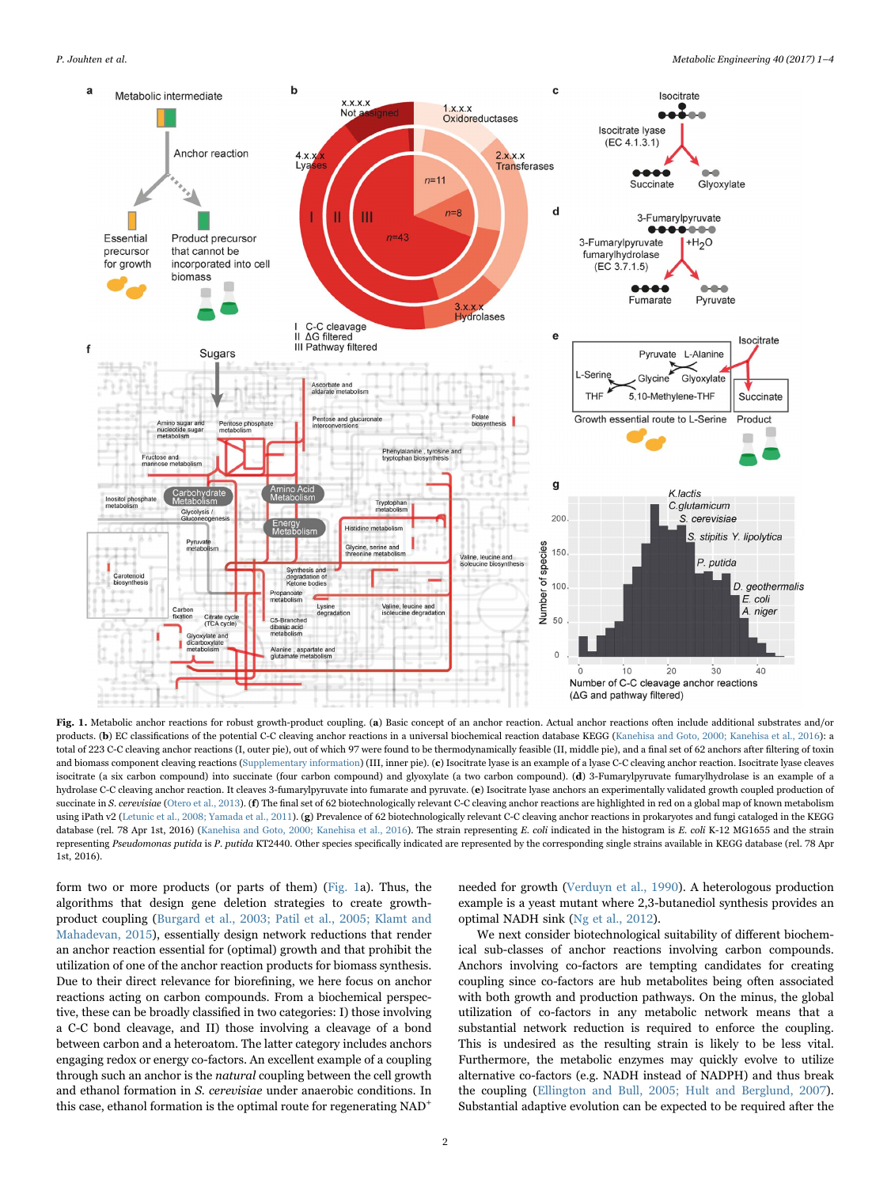**Fig. 1.** Metabolic anchor reactions for robust growth-product coupling. (**a**) Basic concept of an anchor reaction. Actual anchor reactions often include additional substrates and/or products. (**b**) EC classifications of the potential C-C cleaving anchor reactions in a universal biochemical reaction database KEGG (Kanehisa and Goto, 2000; Kanehisa et al., 2016): a total of 223 C-C cleaving anchor reactions (I, outer pie), out of which 97 were found to be thermodynamically feasible (II, middle pie), and a final set of 62 anchors after filtering of toxin and biomass component cleaving reactions (Supplementary information) (III, inner pie). (**c**) Isocitrate lyase is an example of a lyase C-C cleaving anchor reaction. Isocitrate lyase cleaves isocitrate (a six carbon compound) into succinate (four carbon compound) and glyoxylate (a two carbon compound). (**d**) 3-Fumarylpyruvate fumarylhydrolase is an example of a hydrolase C-C cleaving anchor reaction. It cleaves 3-fumarylpyruvate into fumarate and pyruvate. (**e**) Isocitrate lyase anchors an experimentally validated growth coupled production of succinate in *S. cerevisiae* (Otero et al., 2013). (**f**) The final set of 62 biotechnologically relevant C-C cleaving anchor reactions are highlighted in red on a global map of known metabolism using iPath v2 (Letunic et al., 2008; Yamada et al., 2011). (**g**) Prevalence of 62 biotechnologically relevant C-C cleaving anchor reactions in prokaryotes and fungi cataloged in the KEGG database (rel. 78 Apr 1st, 2016) (Kanehisa and Goto, 2000; Kanehisa et al., 2016). The strain representing *E. coli* indicated in the histogram is *E. coli* K-12 MG1655 and the strain representing *Pseudomonas putida* is *P. putida* KT2440. Other species specifically indicated are represented by the corresponding single strains available in KEGG database (rel. 78 Apr 1st, 2016).

form two or more products (or parts of them) (Fig. 1a). Thus, the algorithms that design gene deletion strategies to create growth-product coupling (Burgard et al., 2003; Patil et al., 2005; Klamt and Mahadevan, 2015), essentially design network reductions that render an anchor reaction essential for (optimal) growth and that prohibit the utilization of one of the anchor reaction products for biomass synthesis. Due to their direct relevance for biorefining, we here focus on anchor reactions acting on carbon compounds. From a biochemical perspective, these can be broadly classified in two categories: I) those involving a C-C bond cleavage, and II) those involving a cleavage of a bond between carbon and a heteroatom. The latter category includes anchors engaging redox or energy co-factors. An excellent example of a coupling through such an anchor is the *natural* coupling between the cell growth and ethanol formation in *S. cerevisiae* under anaerobic conditions. In this case, ethanol formation is the optimal route for regenerating $NAD^+$ needed for growth (Verduyn et al., 1990). A heterologous production example is a yeast mutant where 2,3-butanediol synthesis provides an optimal NADH sink (Ng et al., 2012).

We next consider biotechnological suitability of different biochemical sub-classes of anchor reactions involving carbon compounds. Anchors involving co-factors are tempting candidates for creating coupling since co-factors are hub metabolites being often associated with both growth and production pathways. On the minus, the global utilization of co-factors in any metabolic network means that a substantial network reduction is required to enforce the coupling. This is undesired as the resulting strain is likely to be less vital. Furthermore, the metabolic enzymes may quickly evolve to utilize alternative co-factors (e.g. NADH instead of NADPH) and thus break the coupling (Ellington and Bull, 2005; Hult and Berglund, 2007). Substantial adaptive evolution can be expected to be required after the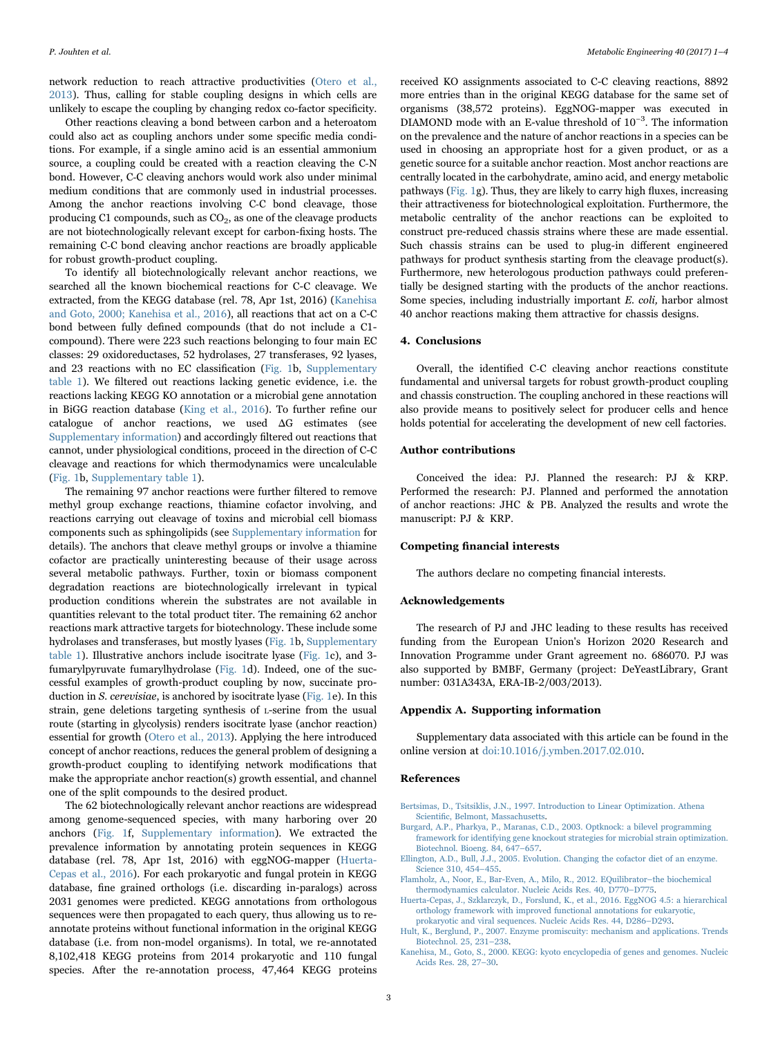network reduction to reach attractive productivities (Otero et al., 2013). Thus, calling for stable coupling designs in which cells are unlikely to escape the coupling by changing redox co-factor specificity.

Other reactions cleaving a bond between carbon and a heteroatom could also act as coupling anchors under some specific media conditions. For example, if a single amino acid is an essential ammonium source, a coupling could be created with a reaction cleaving the C-N bond. However, C-C cleaving anchors would work also under minimal medium conditions that are commonly used in industrial processes. Among the anchor reactions involving C-C bond cleavage, those producing C1 compounds, such as $CO_2$, as one of the cleavage products are not biotechnologically relevant except for carbon-fixing hosts. The remaining C-C bond cleaving anchor reactions are broadly applicable for robust growth-product coupling.

To identify all biotechnologically relevant anchor reactions, we searched all the known biochemical reactions for C-C cleavage. We extracted, from the KEGG database (rel. 78, Apr 1st, 2016) (Kanehisa and Goto, 2000; Kanehisa et al., 2016), all reactions that act on a C-C bond between fully defined compounds (that do not include a C1-compound). There were 223 such reactions belonging to four main EC classes: 29 oxidoreductases, 52 hydrolases, 27 transferases, 92 lyases, and 23 reactions with no EC classification (Fig. 1b, Supplementary table 1). We filtered out reactions lacking genetic evidence, i.e. the reactions lacking KEGG KO annotation or a microbial gene annotation in BiGG reaction database (King et al., 2016). To further refine our catalogue of anchor reactions, we used ΔG estimates (see Supplementary information) and accordingly filtered out reactions that cannot, under physiological conditions, proceed in the direction of C-C cleavage and reactions for which thermodynamics were uncalculable (Fig. 1b, Supplementary table 1).

The remaining 97 anchor reactions were further filtered to remove methyl group exchange reactions, thiamine cofactor involving, and reactions carrying out cleavage of toxins and microbial cell biomass components such as sphingolipids (see Supplementary information for details). The anchors that cleave methyl groups or involve a thiamine cofactor are practically uninteresting because of their usage across several metabolic pathways. Further, toxin or biomass component degradation reactions are biotechnologically irrelevant in typical production conditions wherein the substrates are not available in quantities relevant to the total product titer. The remaining 62 anchor reactions mark attractive targets for biotechnology. These include some hydrolases and transferases, but mostly lyases (Fig. 1b, Supplementary table 1). Illustrative anchors include isocitrate lyase (Fig. 1c), and 3-fumarylpyruvate fumarylhydrolase (Fig. 1d). Indeed, one of the successful examples of growth-product coupling by now, succinate production in *S. cerevisiae*, is anchored by isocitrate lyase (Fig. 1e). In this strain, gene deletions targeting synthesis of L-serine from the usual route (starting in glycolysis) renders isocitrate lyase (anchor reaction) essential for growth (Otero et al., 2013). Applying the here introduced concept of anchor reactions, reduces the general problem of designing a growth-product coupling to identifying network modifications that make the appropriate anchor reaction(s) growth essential, and channel one of the split compounds to the desired product.

The 62 biotechnologically relevant anchor reactions are widespread among genome-sequenced species, with many harboring over 20 anchors (Fig. 1f, Supplementary information). We extracted the prevalence information by annotating protein sequences in KEGG database (rel. 78, Apr 1st, 2016) with eggNOG-mapper (Huerta-Cepas et al., 2016). For each prokaryotic and fungal protein in KEGG database, fine grained orthologs (i.e. discarding in-paralogs) across 2031 genomes were predicted. KEGG annotations from orthologous sequences were then propagated to each query, thus allowing us to re-annotate proteins without functional information in the original KEGG database (i.e. from non-model organisms). In total, we re-annotated 8,102,418 KEGG proteins from 2014 prokaryotic and 110 fungal species. After the re-annotation process, 47,464 KEGG proteins received KO assignments associated to C-C cleaving reactions, 8892 more entries than in the original KEGG database for the same set of organisms (38,572 proteins). EggNOG-mapper was executed in DIAMOND mode with an E-value threshold of $10^{-3}$. The information on the prevalence and the nature of anchor reactions in a species can be used in choosing an appropriate host for a given product, or as a genetic source for a suitable anchor reaction. Most anchor reactions are centrally located in the carbohydrate, amino acid, and energy metabolic pathways (Fig. 1g). Thus, they are likely to carry high fluxes, increasing their attractiveness for biotechnological exploitation. Furthermore, the metabolic centrality of the anchor reactions can be exploited to construct pre-reduced chassis strains where these are made essential. Such chassis strains can be used to plug-in different engineered pathways for product synthesis starting from the cleavage product(s). Furthermore, new heterologous production pathways could preferentially be designed starting with the products of the anchor reactions. Some species, including industrially important *E. coli,* harbor almost 40 anchor reactions making them attractive for chassis designs.

## 4. Conclusions

Overall, the identified C-C cleaving anchor reactions constitute fundamental and universal targets for robust growth-product coupling and chassis construction. The coupling anchored in these reactions will also provide means to positively select for producer cells and hence holds potential for accelerating the development of new cell factories.

## Author contributions

Conceived the idea: PJ. Planned the research: PJ & KRP. Performed the research: PJ. Planned and performed the annotation of anchor reactions: JHC & PB. Analyzed the results and wrote the manuscript: PJ & KRP.

## Competing financial interests

The authors declare no competing financial interests.

## Acknowledgements

The research of PJ and JHC leading to these results has received funding from the European Union's Horizon 2020 Research and Innovation Programme under Grant agreement no. 686070. PJ was also supported by BMBF, Germany (project: DeYeastLibrary, Grant number: 031A343A, ERA-IB-2/003/2013).

## Appendix A. Supporting information

Supplementary data associated with this article can be found in the online version at doi:10.1016/j.ymben.2017.02.010.

## References

Bertsimas, D., Tsitsiklis, J.N., 1997. Introduction to Linear Optimization. Athena Scientific, Belmont, Massachusetts.

Burgard, A.P., Pharkya, P., Maranas, C.D., 2003. Optknock: a bilevel programming framework for identifying gene knockout strategies for microbial strain optimization. Biotechnol. Bioeng. 84, 647–657.

Ellington, A.D., Bull, J.J., 2005. Evolution. Changing the cofactor diet of an enzyme. Science 310, 454–455.

Flamholz, A., Noor, E., Bar-Even, A., Milo, R., 2012. EQuilibrator–the biochemical thermodynamics calculator. Nucleic Acids Res. 40, D770–D775.

Huerta-Cepas, J., Szklarczyk, D., Forslund, K., et al., 2016. EggNOG 4.5: a hierarchical orthology framework with improved functional annotations for eukaryotic, prokaryotic and viral sequences. Nucleic Acids Res. 44, D286–D293.

Hult, K., Berglund, P., 2007. Enzyme promiscuity: mechanism and applications. Trends Biotechnol. 25, 231–238.

Kanehisa, M., Goto, S., 2000. KEGG: kyoto encyclopedia of genes and genomes. Nucleic Acids Res. 28, 27–30.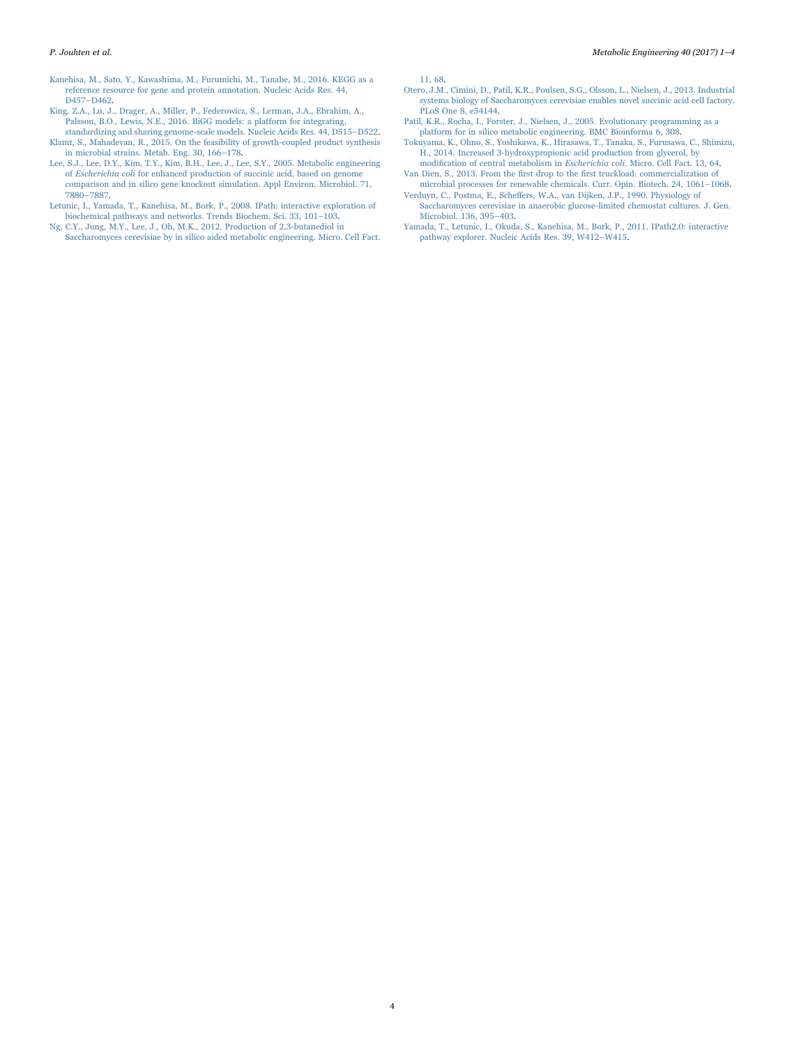Kanehisa, M., Sato, Y., Kawashima, M., Furumichi, M., Tanabe, M., 2016. KEGG as a reference resource for gene and protein annotation. Nucleic Acids Res. 44, D457–D462.

King, Z.A., Lu, J., Drager, A., Miller, P., Federowicz, S., Lerman, J.A., Ebrahim, A., Palsson, B.O., Lewis, N.E., 2016. BiGG models: a platform for integrating, standardizing and sharing genome-scale models. Nucleic Acids Res. 44, D515–D522.

Klamt, S., Mahadevan, R., 2015. On the feasibility of growth-coupled product synthesis in microbial strains. Metab. Eng. 30, 166–178.

Lee, S.J., Lee, D.Y., Kim, T.Y., Kim, B.H., Lee, J., Lee, S.Y., 2005. Metabolic engineering of *Escherichia coli* for enhanced production of succinic acid, based on genome comparison and in silico gene knockout simulation. Appl Environ. Microbiol. 71, 7880–7887.

Letunic, I., Yamada, T., Kanehisa, M., Bork, P., 2008. IPath: interactive exploration of biochemical pathways and networks. Trends Biochem. Sci. 33, 101–103.

Ng, C.Y., Jung, M.Y., Lee, J., Oh, M.K., 2012. Production of 2,3-butanediol in Saccharomyces cerevisiae by in silico aided metabolic engineering. Micro. Cell Fact. 11, 68.

Otero, J.M., Cimini, D., Patil, K.R., Poulsen, S.G., Olsson, L., Nielsen, J., 2013. Industrial systems biology of Saccharomyces cerevisiae enables novel succinic acid cell factory. PLoS One 8, e54144.

Patil, K.R., Rocha, I., Forster, J., Nielsen, J., 2005. Evolutionary programming as a platform for in silico metabolic engineering. BMC Bioinforma 6, 308.

Tokuyama, K., Ohno, S., Yoshikawa, K., Hirasawa, T., Tanaka, S., Furusawa, C., Shimizu, H., 2014. Increased 3-hydroxypropionic acid production from glycerol, by modification of central metabolism in *Escherichia coli*. Micro. Cell Fact. 13, 64.

Van Dien, S., 2013. From the first drop to the first truckload: commercialization of microbial processes for renewable chemicals. Curr. Opin. Biotech. 24, 1061–1068.

Verduyn, C., Postma, E., Scheffers, W.A., van Dijken, J.P., 1990. Physiology of Saccharomyces cerevisiae in anaerobic glucose-limited chemostat cultures. J. Gen. Microbiol. 136, 395–403.

Yamada, T., Letunic, I., Okuda, S., Kanehisa, M., Bork, P., 2011. IPath2.0: interactive pathway explorer. Nucleic Acids Res. 39, W412–W415.